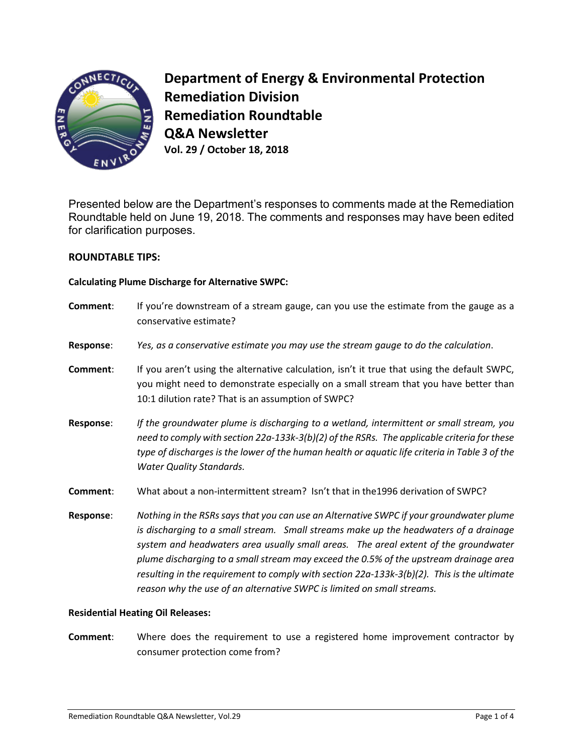# Department of Energy & Environmental Protection
## Remediation Division
## Remediation Roundtable
## Q&A Newsletter
**Vol. 29 / October 18, 2018**

Presented below are the Department's responses to comments made at the Remediation Roundtable held on June 19, 2018. The comments and responses may have been edited for clarification purposes.

### ROUNDTABLE TIPS:

**Calculating Plume Discharge for Alternative SWPC:**

**Comment**: If you're downstream of a stream gauge, can you use the estimate from the gauge as a conservative estimate?

**Response**: *Yes, as a conservative estimate you may use the stream gauge to do the calculation.*

**Comment**: If you aren't using the alternative calculation, isn't it true that using the default SWPC, you might need to demonstrate especially on a small stream that you have better than 10:1 dilution rate? That is an assumption of SWPC?

**Response**: *If the groundwater plume is discharging to a wetland, intermittent or small stream, you need to comply with section 22a-133k-3(b)(2) of the RSRs. The applicable criteria for these type of discharges is the lower of the human health or aquatic life criteria in Table 3 of the Water Quality Standards.*

**Comment**: What about a non-intermittent stream? Isn't that in the1996 derivation of SWPC?

**Response**: *Nothing in the RSRs says that you can use an Alternative SWPC if your groundwater plume is discharging to a small stream. Small streams make up the headwaters of a drainage system and headwaters area usually small areas. The areal extent of the groundwater plume discharging to a small stream may exceed the 0.5% of the upstream drainage area resulting in the requirement to comply with section 22a-133k-3(b)(2). This is the ultimate reason why the use of an alternative SWPC is limited on small streams.*

**Residential Heating Oil Releases:**

**Comment**: Where does the requirement to use a registered home improvement contractor by consumer protection come from?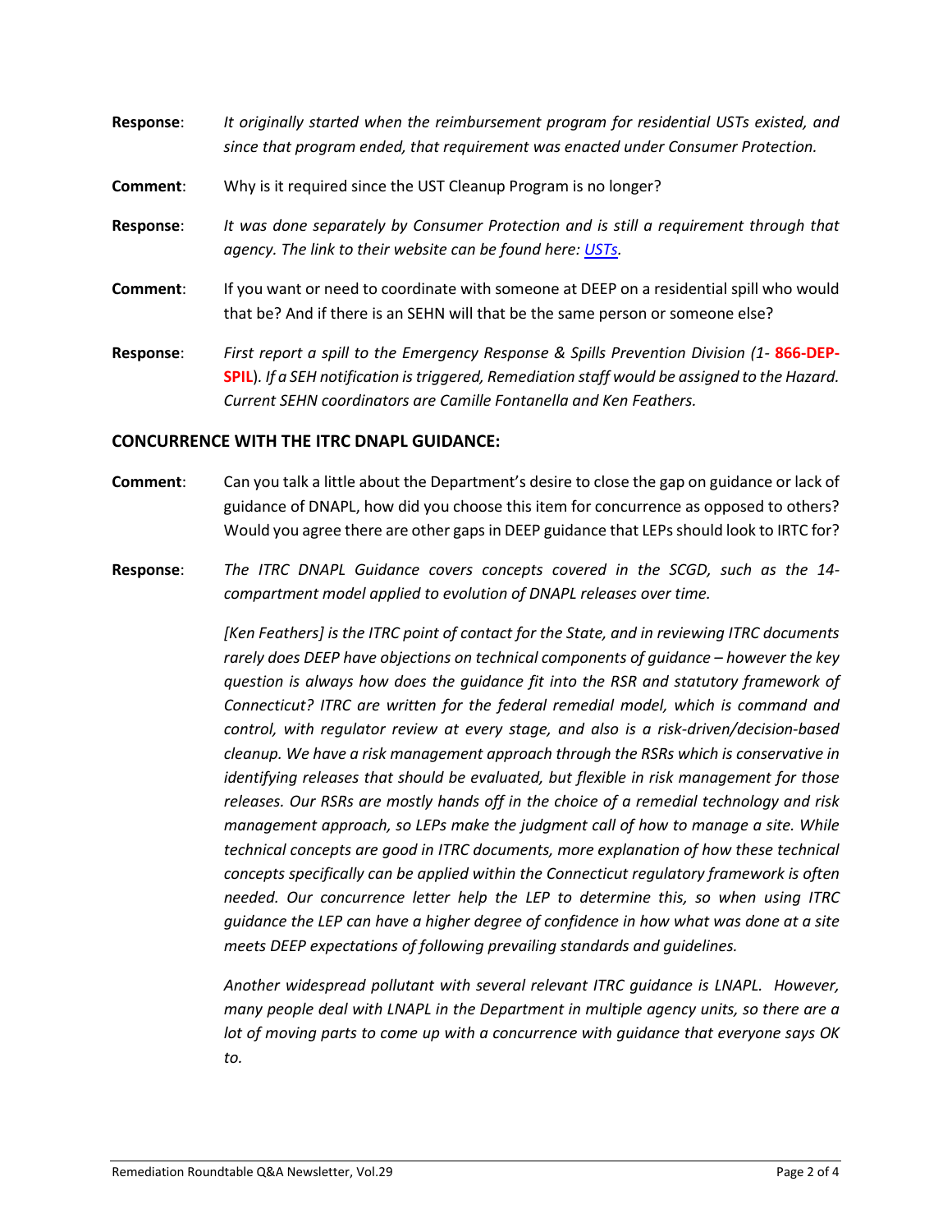**Response**: *It originally started when the reimbursement program for residential USTs existed, and since that program ended, that requirement was enacted under Consumer Protection.*

**Comment**: Why is it required since the UST Cleanup Program is no longer?

**Response**: *It was done separately by Consumer Protection and is still a requirement through that agency. The link to their website can be found here: USTs.*

**Comment**: If you want or need to coordinate with someone at DEEP on a residential spill who would that be? And if there is an SEHN will that be the same person or someone else?

**Response**: *First report a spill to the Emergency Response & Spills Prevention Division (1-* **866-DEP-SPIL**). *If a SEH notification is triggered, Remediation staff would be assigned to the Hazard. Current SEHN coordinators are Camille Fontanella and Ken Feathers.*

## CONCURRENCE WITH THE ITRC DNAPL GUIDANCE:

**Comment**: Can you talk a little about the Department's desire to close the gap on guidance or lack of guidance of DNAPL, how did you choose this item for concurrence as opposed to others? Would you agree there are other gaps in DEEP guidance that LEPs should look to IRTC for?

**Response**: *The ITRC DNAPL Guidance covers concepts covered in the SCGD, such as the 14-compartment model applied to evolution of DNAPL releases over time.*

*[Ken Feathers] is the ITRC point of contact for the State, and in reviewing ITRC documents rarely does DEEP have objections on technical components of guidance – however the key question is always how does the guidance fit into the RSR and statutory framework of Connecticut? ITRC are written for the federal remedial model, which is command and control, with regulator review at every stage, and also is a risk-driven/decision-based cleanup. We have a risk management approach through the RSRs which is conservative in identifying releases that should be evaluated, but flexible in risk management for those releases. Our RSRs are mostly hands off in the choice of a remedial technology and risk management approach, so LEPs make the judgment call of how to manage a site. While technical concepts are good in ITRC documents, more explanation of how these technical concepts specifically can be applied within the Connecticut regulatory framework is often needed. Our concurrence letter help the LEP to determine this, so when using ITRC guidance the LEP can have a higher degree of confidence in how what was done at a site meets DEEP expectations of following prevailing standards and guidelines.*

*Another widespread pollutant with several relevant ITRC guidance is LNAPL. However, many people deal with LNAPL in the Department in multiple agency units, so there are a lot of moving parts to come up with a concurrence with guidance that everyone says OK to.*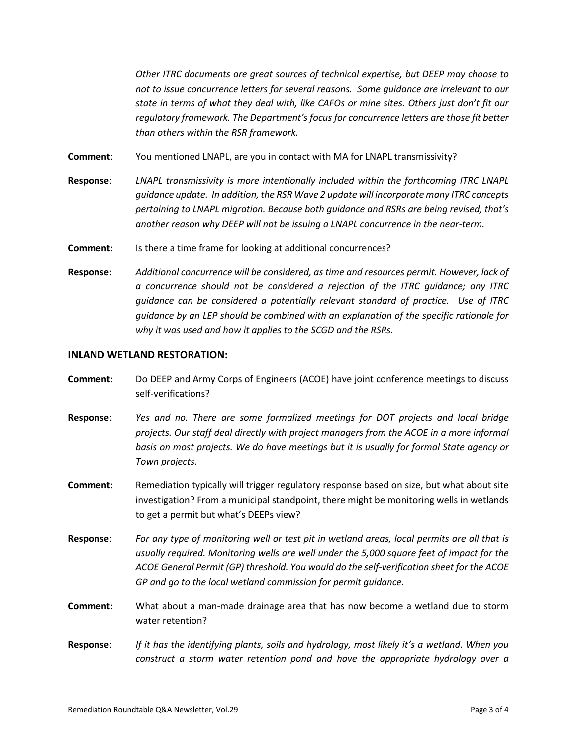*Other ITRC documents are great sources of technical expertise, but DEEP may choose to not to issue concurrence letters for several reasons. Some guidance are irrelevant to our state in terms of what they deal with, like CAFOs or mine sites. Others just don't fit our regulatory framework. The Department's focus for concurrence letters are those fit better than others within the RSR framework.*

**Comment**: You mentioned LNAPL, are you in contact with MA for LNAPL transmissivity?

**Response**: *LNAPL transmissivity is more intentionally included within the forthcoming ITRC LNAPL guidance update. In addition, the RSR Wave 2 update will incorporate many ITRC concepts pertaining to LNAPL migration. Because both guidance and RSRs are being revised, that's another reason why DEEP will not be issuing a LNAPL concurrence in the near-term.*

**Comment**: Is there a time frame for looking at additional concurrences?

**Response**: *Additional concurrence will be considered, as time and resources permit. However, lack of a concurrence should not be considered a rejection of the ITRC guidance; any ITRC guidance can be considered a potentially relevant standard of practice. Use of ITRC guidance by an LEP should be combined with an explanation of the specific rationale for why it was used and how it applies to the SCGD and the RSRs.*

## INLAND WETLAND RESTORATION:

**Comment**: Do DEEP and Army Corps of Engineers (ACOE) have joint conference meetings to discuss self-verifications?

**Response**: *Yes and no. There are some formalized meetings for DOT projects and local bridge projects. Our staff deal directly with project managers from the ACOE in a more informal basis on most projects. We do have meetings but it is usually for formal State agency or Town projects.*

**Comment**: Remediation typically will trigger regulatory response based on size, but what about site investigation? From a municipal standpoint, there might be monitoring wells in wetlands to get a permit but what's DEEPs view?

**Response**: *For any type of monitoring well or test pit in wetland areas, local permits are all that is usually required. Monitoring wells are well under the 5,000 square feet of impact for the ACOE General Permit (GP) threshold. You would do the self-verification sheet for the ACOE GP and go to the local wetland commission for permit guidance.*

**Comment**: What about a man-made drainage area that has now become a wetland due to storm water retention?

**Response**: *If it has the identifying plants, soils and hydrology, most likely it's a wetland. When you construct a storm water retention pond and have the appropriate hydrology over a*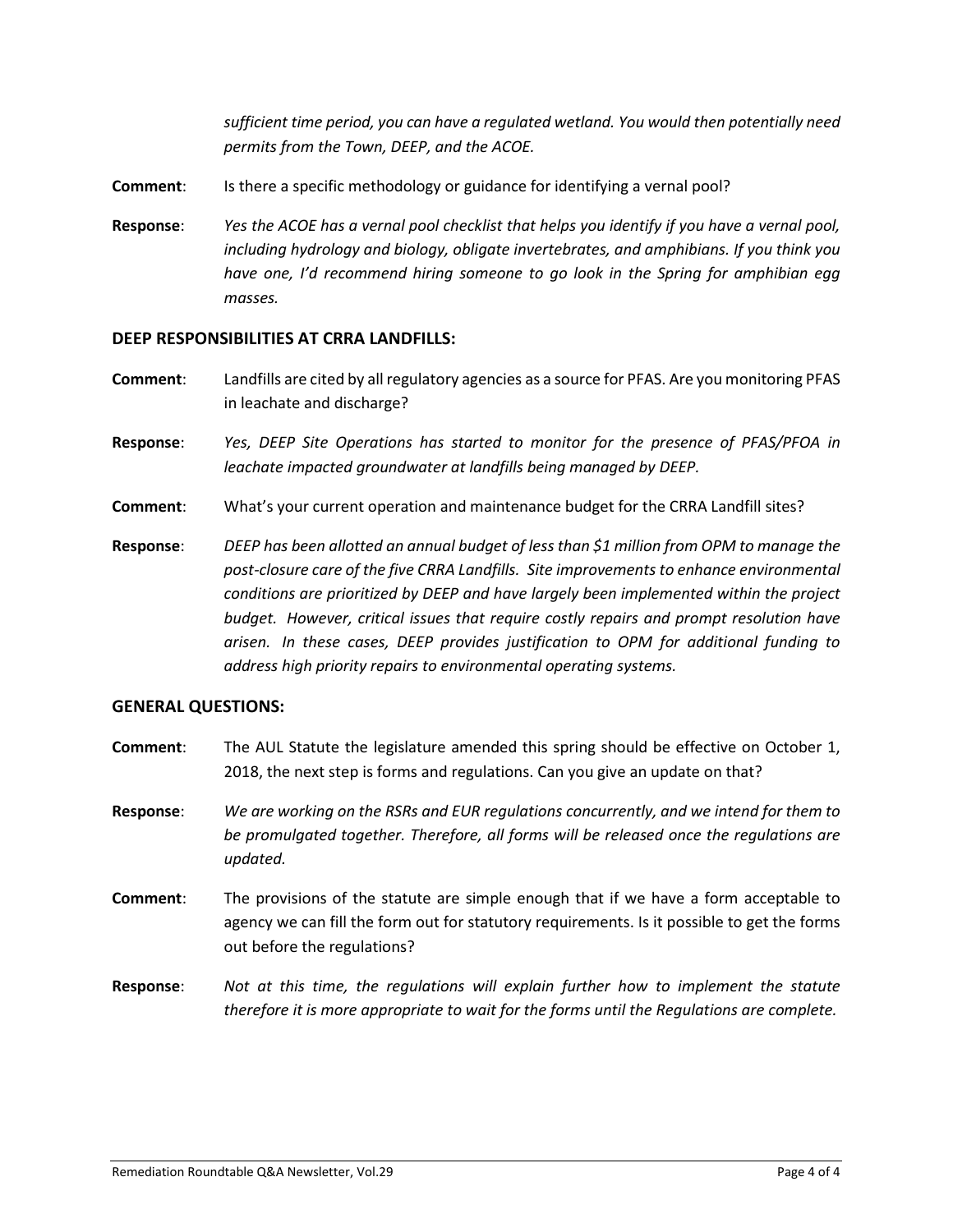*sufficient time period, you can have a regulated wetland. You would then potentially need permits from the Town, DEEP, and the ACOE.*

**Comment**: Is there a specific methodology or guidance for identifying a vernal pool?

**Response**: *Yes the ACOE has a vernal pool checklist that helps you identify if you have a vernal pool, including hydrology and biology, obligate invertebrates, and amphibians. If you think you have one, I'd recommend hiring someone to go look in the Spring for amphibian egg masses.*

## DEEP RESPONSIBILITIES AT CRRA LANDFILLS:

**Comment**: Landfills are cited by all regulatory agencies as a source for PFAS. Are you monitoring PFAS in leachate and discharge?

**Response**: *Yes, DEEP Site Operations has started to monitor for the presence of PFAS/PFOA in leachate impacted groundwater at landfills being managed by DEEP.*

**Comment**: What's your current operation and maintenance budget for the CRRA Landfill sites?

**Response**: *DEEP has been allotted an annual budget of less than $1 million from OPM to manage the post-closure care of the five CRRA Landfills. Site improvements to enhance environmental conditions are prioritized by DEEP and have largely been implemented within the project budget. However, critical issues that require costly repairs and prompt resolution have arisen. In these cases, DEEP provides justification to OPM for additional funding to address high priority repairs to environmental operating systems.*

## GENERAL QUESTIONS:

**Comment**: The AUL Statute the legislature amended this spring should be effective on October 1, 2018, the next step is forms and regulations. Can you give an update on that?

**Response**: *We are working on the RSRs and EUR regulations concurrently, and we intend for them to be promulgated together. Therefore, all forms will be released once the regulations are updated.*

**Comment**: The provisions of the statute are simple enough that if we have a form acceptable to agency we can fill the form out for statutory requirements. Is it possible to get the forms out before the regulations?

**Response**: *Not at this time, the regulations will explain further how to implement the statute therefore it is more appropriate to wait for the forms until the Regulations are complete.*